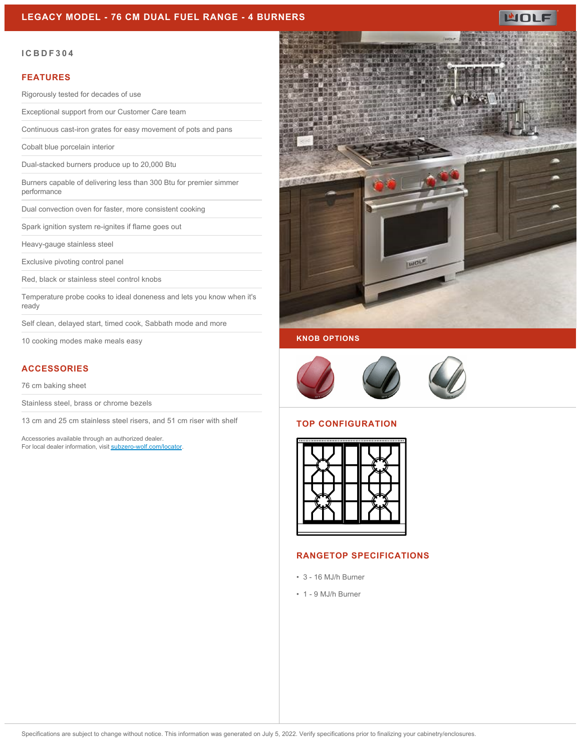# LEGACY MODEL - 76 CM DUAL FUEL RANGE - 4 BURNERS

ICBDF304

## FEATURES

- Rigorously tested for decades of use
- Exceptional support from our Customer Care team
- Continuous cast-iron grates for easy movement of pots and pans
- Cobalt blue porcelain interior
- Dual-stacked burners produce up to 20,000 Btu
- Burners capable of delivering less than 300 Btu for premier simmer performance
- Dual convection oven for faster, more consistent cooking
- Spark ignition system re-ignites if flame goes out
- Heavy-gauge stainless steel
- Exclusive pivoting control panel
- Red, black or stainless steel control knobs
- Temperature probe cooks to ideal doneness and lets you know when it's ready
- Self clean, delayed start, timed cook, Sabbath mode and more
- 10 cooking modes make meals easy

## ACCESSORIES

- 76 cm baking sheet
- Stainless steel, brass or chrome bezels
- 13 cm and 25 cm stainless steel risers, and 51 cm riser with shelf

Accessories available through an authorized dealer.
For local dealer information, visit subzero-wolf.com/locator.

## KNOB OPTIONS

## TOP CONFIGURATION

## RANGETOP SPECIFICATIONS

- 3 - 16 MJ/h Burner
- 1 - 9 MJ/h Burner

Specifications are subject to change without notice. This information was generated on July 5, 2022. Verify specifications prior to finalizing your cabinetry/enclosures.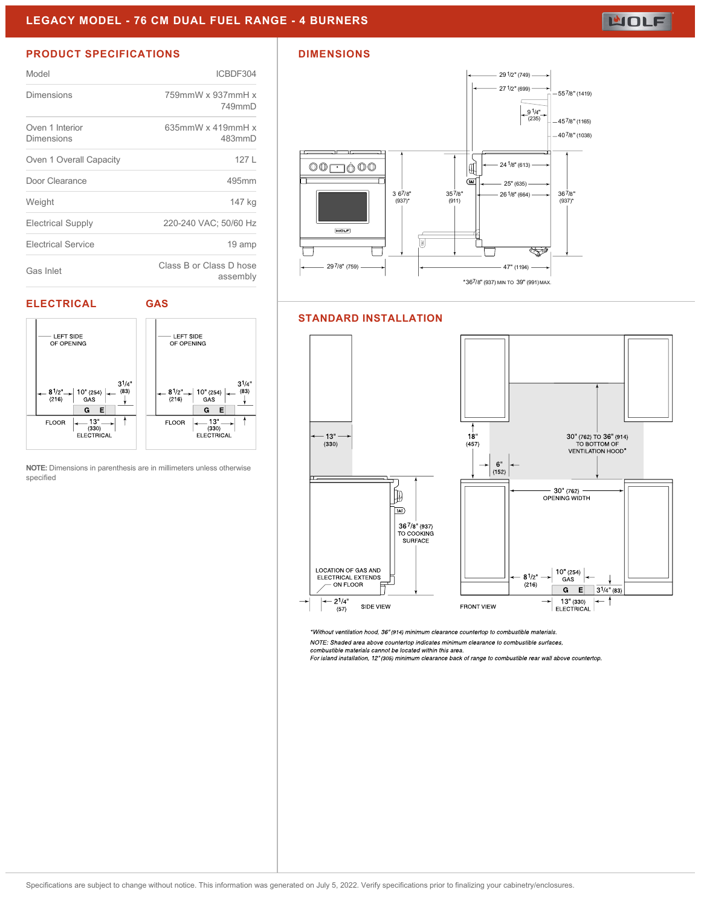# LEGACY MODEL - 76 CM DUAL FUEL RANGE - 4 BURNERS

## PRODUCT SPECIFICATIONS

| | |
|---|---|
| Model | ICBDF304 |
| Dimensions | 759mmW x 937mmH x 749mmD |
| Oven 1 Interior Dimensions | 635mmW x 419mmH x 483mmD |
| Oven 1 Overall Capacity | 127 L |
| Door Clearance | 495mm |
| Weight | 147 kg |
| Electrical Supply | 220-240 VAC; 50/60 Hz |
| Electrical Service | 19 amp |
| Gas Inlet | Class B or Class D hose assembly |

## ELECTRICAL

LEFT SIDE OF OPENING
8 1/2" (216)
10" (254) GAS
3 1/4" (83)
G E
FLOOR
13" (330) ELECTRICAL

## GAS

LEFT SIDE OF OPENING
8 1/2" (216)
10" (254) GAS
3 1/4" (83)
G E
FLOOR
13" (330) ELECTRICAL

**NOTE:** Dimensions in parenthesis are in millimeters unless otherwise specified

## DIMENSIONS

29 1/2" (749)
27 1/2" (699)
55 7/8" (1419)
9 1/4" (235)
45 7/8" (1165)
40 7/8" (1038)
24 1/8" (613)
25" (635)
26 1/8" (664)
3 67/8" (937)*
35 7/8" (911)
36 7/8" (937)*
29 7/8" (759)
47" (1194)
*36 7/8" (937) MIN TO 39" (991) MAX.

## STANDARD INSTALLATION

13" (330)
36 7/8" (937) TO COOKING SURFACE
LOCATION OF GAS AND ELECTRICAL EXTENDS ON FLOOR
2 1/4" (57)
SIDE VIEW
18" (457)
30" (762) TO 36" (914) TO BOTTOM OF VENTILATION HOOD*
6" (152)
30" (762) OPENING WIDTH
8 1/2" (216)
10" (254) GAS
G E
3 1/4" (83)
13" (330) ELECTRICAL
FRONT VIEW

*Without ventilation hood, 36" (914) minimum clearance countertop to combustible materials.

*NOTE: Shaded area above countertop indicates minimum clearance to combustible surfaces, combustible materials cannot be located within this area.*

*For island installation, 12" (305) minimum clearance back of range to combustible rear wall above countertop.*

Specifications are subject to change without notice. This information was generated on July 5, 2022. Verify specifications prior to finalizing your cabinetry/enclosures.